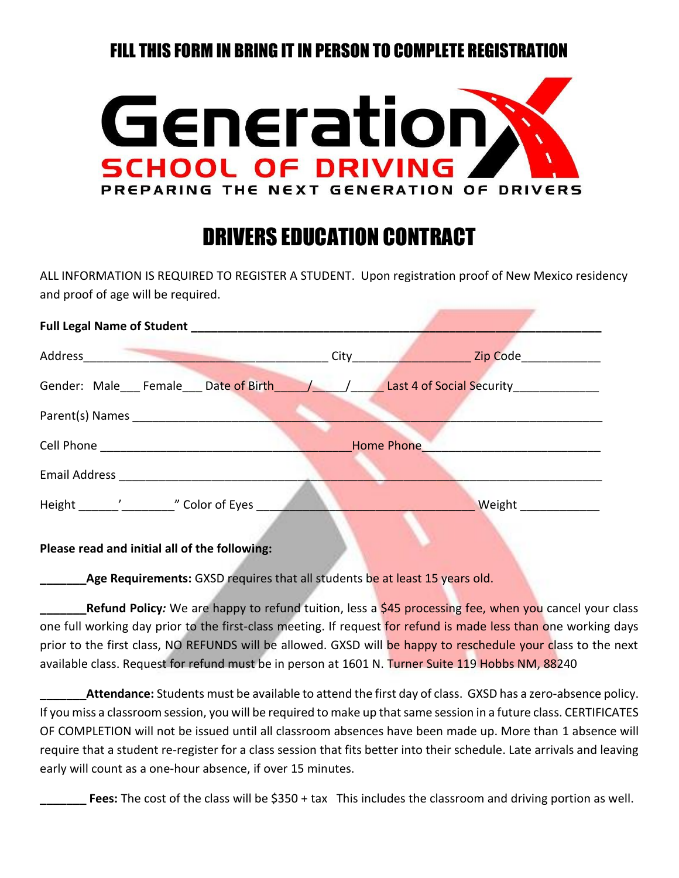# FILL THIS FORM IN BRING IT IN PERSON TO COMPLETE REGISTRATION

Generation X
SCHOOL OF DRIVING
PREPARING THE NEXT GENERATION OF DRIVERS

# DRIVERS EDUCATION CONTRACT

ALL INFORMATION IS REQUIRED TO REGISTER A STUDENT. Upon registration proof of New Mexico residency and proof of age will be required.

**Full Legal Name of Student** ______________________________________________________________

Address________________________________________ City__________________ Zip Code____________

Gender: Male___ Female___ Date of Birth_____/_____/_____ Last 4 of Social Security_____________

Parent(s) Names ______________________________________________________________________

Cell Phone ____________________________________Home Phone__________________________

Email Address _________________________________________________________________________

Height ______'________" Color of Eyes __________________________________ Weight ____________

**Please read and initial all of the following:**

_______**Age Requirements:** GXSD requires that all students be at least 15 years old.

_______**Refund Policy***:* We are happy to refund tuition, less a $45 processing fee, when you cancel your class one full working day prior to the first-class meeting. If request for refund is made less than one working days prior to the first class, NO REFUNDS will be allowed. GXSD will be happy to reschedule your class to the next available class. Request for refund must be in person at 1601 N. Turner Suite 119 Hobbs NM, 88240

_______**Attendance:** Students must be available to attend the first day of class. GXSD has a zero-absence policy. If you miss a classroom session, you will be required to make up that same session in a future class. CERTIFICATES OF COMPLETION will not be issued until all classroom absences have been made up. More than 1 absence will require that a student re-register for a class session that fits better into their schedule. Late arrivals and leaving early will count as a one-hour absence, if over 15 minutes.

_______ **Fees:** The cost of the class will be $350 + tax This includes the classroom and driving portion as well.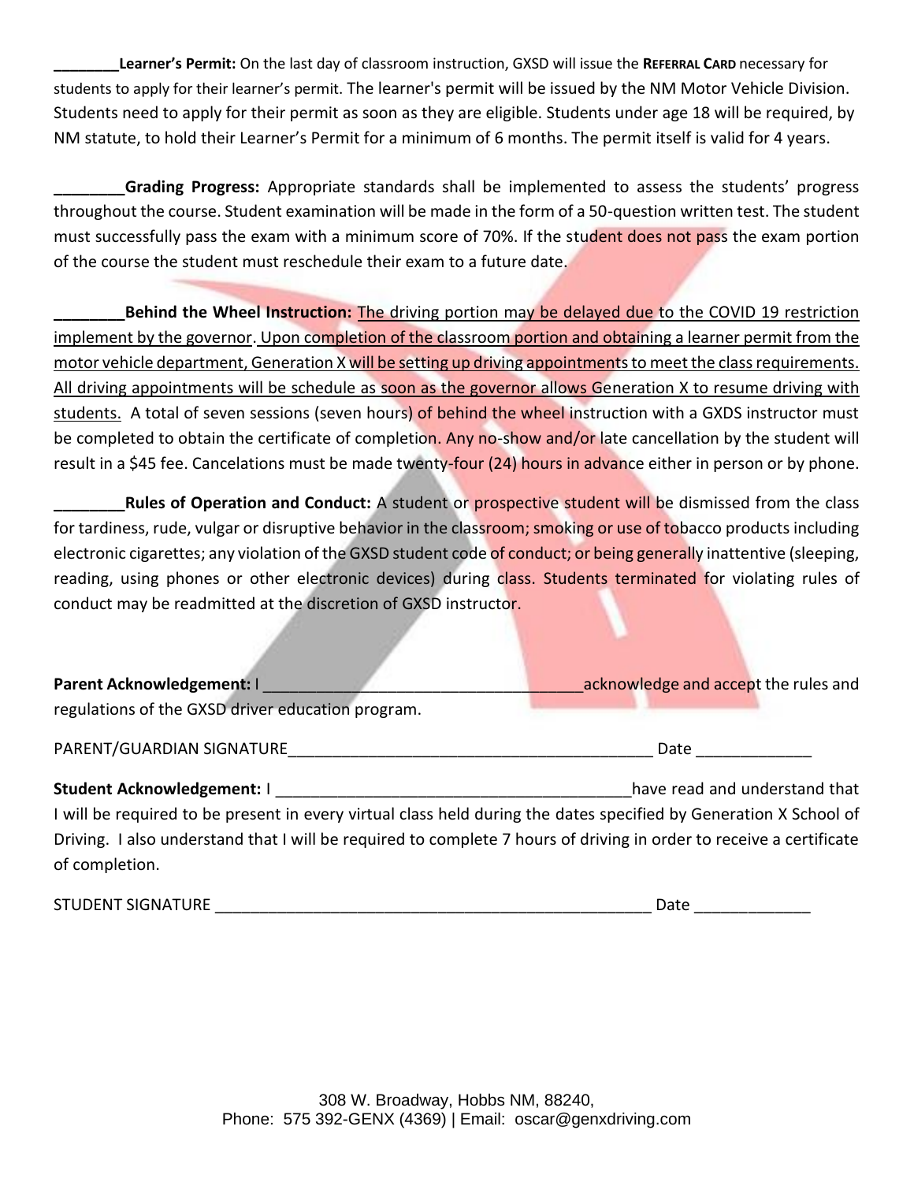________**Learner's Permit:** On the last day of classroom instruction, GXSD will issue the **REFERRAL CARD** necessary for students to apply for their learner's permit. The learner's permit will be issued by the NM Motor Vehicle Division. Students need to apply for their permit as soon as they are eligible. Students under age 18 will be required, by NM statute, to hold their Learner's Permit for a minimum of 6 months. The permit itself is valid for 4 years.

________**Grading Progress:** Appropriate standards shall be implemented to assess the students' progress throughout the course. Student examination will be made in the form of a 50-question written test. The student must successfully pass the exam with a minimum score of 70%. If the student does not pass the exam portion of the course the student must reschedule their exam to a future date.

________**Behind the Wheel Instruction:** <u>The driving portion may be delayed due to the COVID 19 restriction implement by the governor. Upon completion of the classroom portion and obtaining a learner permit from the motor vehicle department, Generation X will be setting up driving appointments to meet the class requirements. All driving appointments will be schedule as soon as the governor allows Generation X to resume driving with students.</u> A total of seven sessions (seven hours) of behind the wheel instruction with a GXDS instructor must be completed to obtain the certificate of completion. Any no-show and/or late cancellation by the student will result in a $45 fee. Cancelations must be made twenty-four (24) hours in advance either in person or by phone.

________**Rules of Operation and Conduct:** A student or prospective student will be dismissed from the class for tardiness, rude, vulgar or disruptive behavior in the classroom; smoking or use of tobacco products including electronic cigarettes; any violation of the GXSD student code of conduct; or being generally inattentive (sleeping, reading, using phones or other electronic devices) during class. Students terminated for violating rules of conduct may be readmitted at the discretion of GXSD instructor.

**Parent Acknowledgement:** I ____________________________________acknowledge and accept the rules and regulations of the GXSD driver education program.

PARENT/GUARDIAN SIGNATURE_________________________________________ Date _____________

**Student Acknowledgement:** I ________________________________________have read and understand that I will be required to be present in every virtual class held during the dates specified by Generation X School of Driving. I also understand that I will be required to complete 7 hours of driving in order to receive a certificate of completion.

STUDENT SIGNATURE __________________________________________________ Date _____________

308 W. Broadway, Hobbs NM, 88240,
Phone: 575 392-GENX (4369) | Email: oscar@genxdriving.com